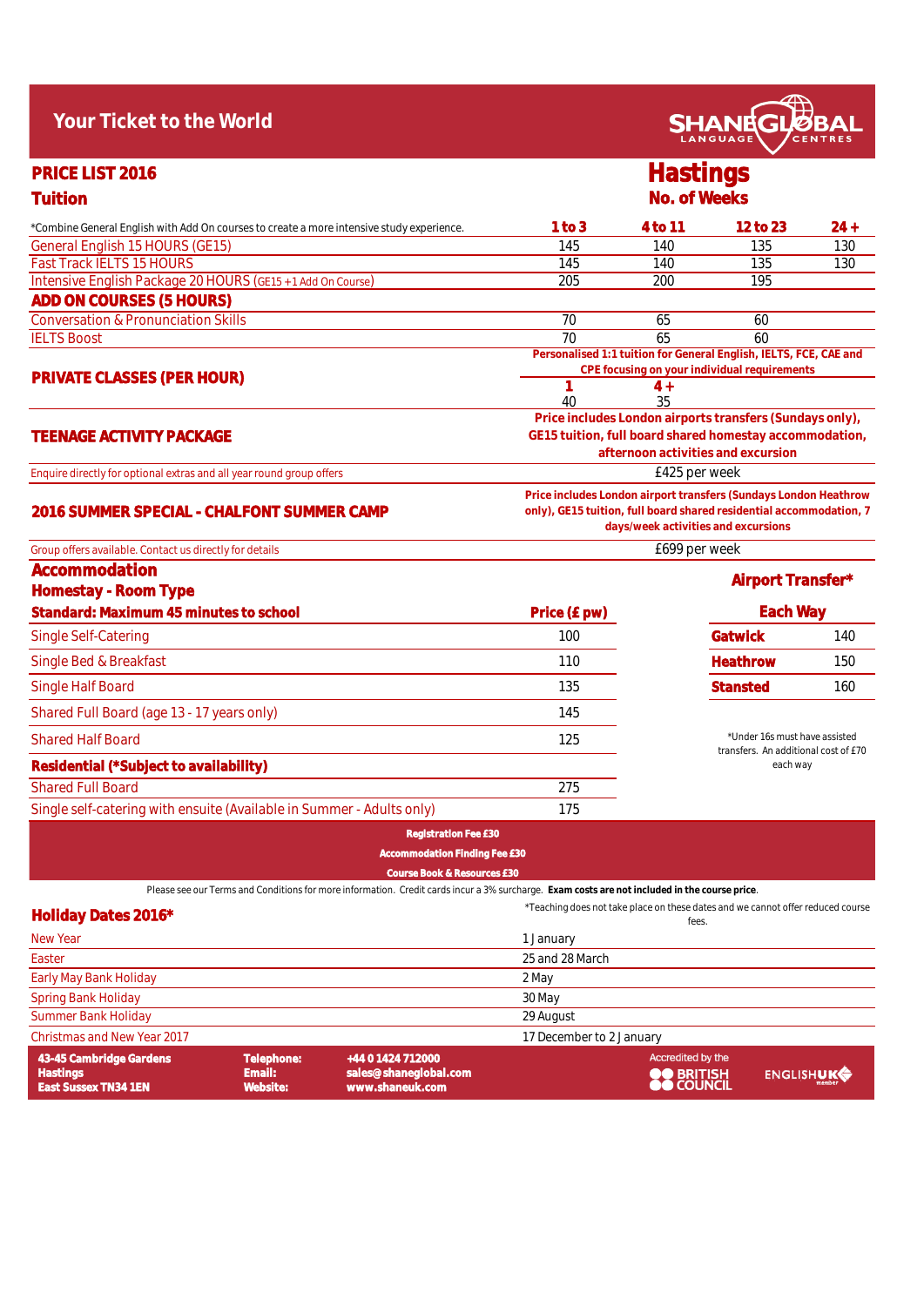# Your Ticket to the World

SHANE GLOBAL LANGUAGE CENTRES

## PRICE LIST 2016

## Hastings

### Tuition

| *Combine General English with Add On courses to create a more intensive study experience. | No. of Weeks 1 to 3 | 4 to 11 | 12 to 23 | 24 + |
|---|---|---|---|---|
| General English 15 HOURS (GE15) | 145 | 140 | 135 | 130 |
| Fast Track IELTS 15 HOURS | 145 | 140 | 135 | 130 |
| Intensive English Package 20 HOURS (GE15 + 1 Add On Course) | 205 | 200 | 195 | |
| **ADD ON COURSES (5 HOURS)** | | | | |
| Conversation & Pronunciation Skills | 70 | 65 | 60 | |
| IELTS Boost | 70 | 65 | 60 | |

**PRIVATE CLASSES (PER HOUR)**

Personalised 1:1 tuition for General English, IELTS, FCE, CAE and CPE focusing on your individual requirements

| 1 | 4 + |
|---|---|
| 40 | 35 |

**TEENAGE ACTIVITY PACKAGE**

Price includes London airports transfers (Sundays only), GE15 tuition, full board shared homestay accommodation, afternoon activities and excursion

Enquire directly for optional extras and all year round group offers — £425 per week

**2016 SUMMER SPECIAL - CHALFONT SUMMER CAMP**

Price includes London airport transfers (Sundays London Heathrow only), GE15 tuition, full board shared residential accommodation, 7 days/week activities and excursions

Group offers available. Contact us directly for details — £699 per week

### Accommodation

| Homestay - Room Type<br>Standard: Maximum 45 minutes to school | Price (£ pw) |
|---|---|
| Single Self-Catering | 100 |
| Single Bed & Breakfast | 110 |
| Single Half Board | 135 |
| Shared Full Board (age 13 - 17 years only) | 145 |
| Shared Half Board | 125 |
| **Residential (*Subject to availability)** | |
| Shared Full Board | 275 |
| Single self-catering with ensuite (Available in Summer - Adults only) | 175 |

### Airport Transfer*

| Each Way | |
|---|---|
| Gatwick | 140 |
| Heathrow | 150 |
| Stansted | 160 |

*Under 16s must have assisted transfers. An additional cost of £70 each way

**Registration Fee £30**
**Accommodation Finding Fee £30**
**Course Book & Resources £30**

Please see our Terms and Conditions for more information. Credit cards incur a 3% surcharge. **Exam costs are not included in the course price.**

### Holiday Dates 2016*

*Teaching does not take place on these dates and we cannot offer reduced course fees.

| | |
|---|---|
| New Year | 1 January |
| Easter | 25 and 28 March |
| Early May Bank Holiday | 2 May |
| Spring Bank Holiday | 30 May |
| Summer Bank Holiday | 29 August |
| Christmas and New Year 2017 | 17 December to 2 January |

**43-45 Cambridge Gardens**
**Hastings**
**East Sussex TN34 1EN**

**Telephone:** +44 0 1424 712000
**Email:** sales@shaneglobal.com
**Website:** www.shaneuk.com

Accredited by the British Council

EnglishUK member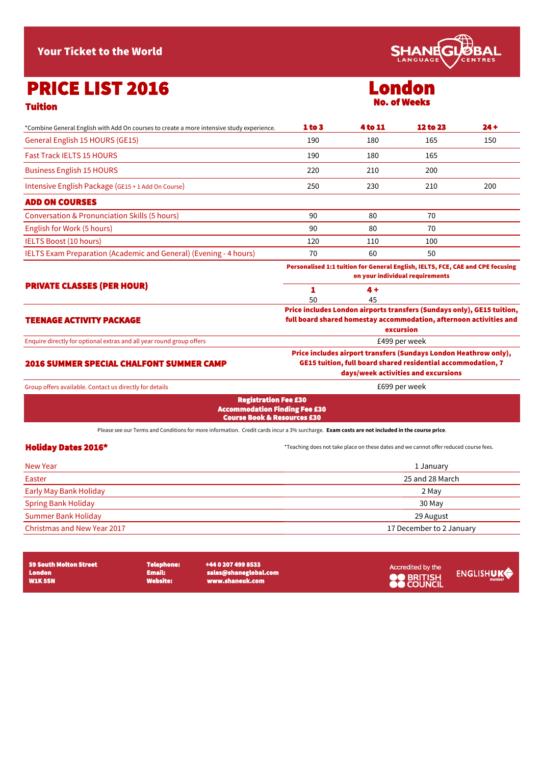Your Ticket to the World

SHANE GLOBAL LANGUAGE CENTRES

# PRICE LIST 2016

## London

### Tuition

| *Combine General English with Add On courses to create a more intensive study experience. | No. of Weeks 1 to 3 | 4 to 11 | 12 to 23 | 24 + |
|---|---|---|---|---|
| General English 15 HOURS (GE15) | 190 | 180 | 165 | 150 |
| Fast Track IELTS 15 HOURS | 190 | 180 | 165 | |
| Business English 15 HOURS | 220 | 210 | 200 | |
| Intensive English Package (GE15 + 1 Add On Course) | 250 | 230 | 210 | 200 |
| **ADD ON COURSES** | | | | |
| Conversation & Pronunciation Skills (5 hours) | 90 | 80 | 70 | |
| English for Work (5 hours) | 90 | 80 | 70 | |
| IELTS Boost (10 hours) | 120 | 110 | 100 | |
| IELTS Exam Preparation (Academic and General) (Evening - 4 hours) | 70 | 60 | 50 | |

**PRIVATE CLASSES (PER HOUR)**

**Personalised 1:1 tuition for General English, IELTS, FCE, CAE and CPE focusing on your individual requirements**

| 1 | 4 + |
|---|---|
| 50 | 45 |

**TEENAGE ACTIVITY PACKAGE**

**Price includes London airports transfers (Sundays only), GE15 tuition, full board shared homestay accommodation, afternoon activities and excursion**

Enquire directly for optional extras and all year round group offers — £499 per week

**2016 SUMMER SPECIAL CHALFONT SUMMER CAMP**

**Price includes airport transfers (Sundays London Heathrow only), GE15 tuition, full board shared residential accommodation, 7 days/week activities and excursions**

Group offers available. Contact us directly for details — £699 per week

**Registration Fee £30**
**Accommodation Finding Fee £30**
**Course Book & Resources £30**

Please see our Terms and Conditions for more information. Credit cards incur a 3% surcharge. **Exam costs are not included in the course price**.

### Holiday Dates 2016*

*Teaching does not take place on these dates and we cannot offer reduced course fees.

| Holiday | Date |
|---|---|
| New Year | 1 January |
| Easter | 25 and 28 March |
| Early May Bank Holiday | 2 May |
| Spring Bank Holiday | 30 May |
| Summer Bank Holiday | 29 August |
| Christmas and New Year 2017 | 17 December to 2 January |

**59 South Molton Street**
**London**
**W1K 5SN**

**Telephone:** +44 0 207 499 8533
**Email:** sales@shaneglobal.com
**Website:** www.shaneuk.com

Accredited by the British Council

EnglishUK member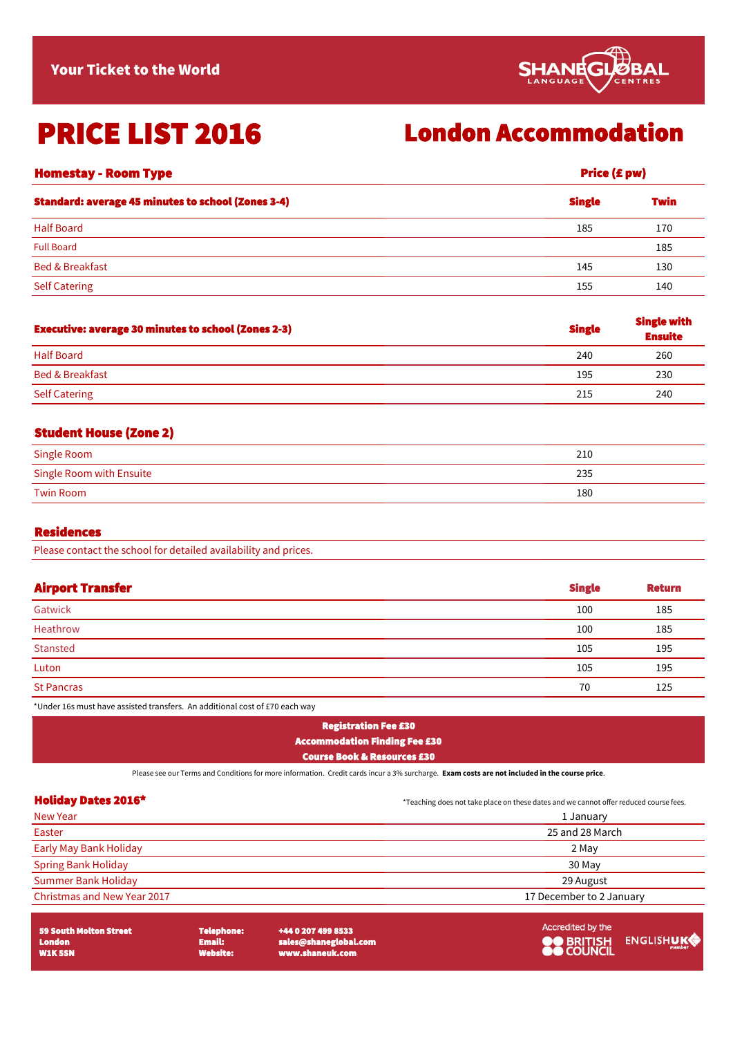Your Ticket to the World

SHANEGLOBAL LANGUAGE CENTRES

# PRICE LIST 2016

# London Accommodation

## Homestay - Room Type

| Standard: average 45 minutes to school (Zones 3-4) | Price (£ pw) Single | Twin |
|---|---|---|
| Half Board | 185 | 170 |
| Full Board | | 185 |
| Bed & Breakfast | 145 | 130 |
| Self Catering | 155 | 140 |

| Executive: average 30 minutes to school (Zones 2-3) | Single | Single with Ensuite |
|---|---|---|
| Half Board | 240 | 260 |
| Bed & Breakfast | 195 | 230 |
| Self Catering | 215 | 240 |

## Student House (Zone 2)

| | |
|---|---|
| Single Room | 210 |
| Single Room with Ensuite | 235 |
| Twin Room | 180 |

## Residences

Please contact the school for detailed availability and prices.

## Airport Transfer

| | Single | Return |
|---|---|---|
| Gatwick | 100 | 185 |
| Heathrow | 100 | 185 |
| Stansted | 105 | 195 |
| Luton | 105 | 195 |
| St Pancras | 70 | 125 |

*Under 16s must have assisted transfers. An additional cost of £70 each way

**Registration Fee £30**
**Accommodation Finding Fee £30**
**Course Book & Resources £30**

Please see our Terms and Conditions for more information. Credit cards incur a 3% surcharge. **Exam costs are not included in the course price**.

## Holiday Dates 2016*

*Teaching does not take place on these dates and we cannot offer reduced course fees.

| | |
|---|---|
| New Year | 1 January |
| Easter | 25 and 28 March |
| Early May Bank Holiday | 2 May |
| Spring Bank Holiday | 30 May |
| Summer Bank Holiday | 29 August |
| Christmas and New Year 2017 | 17 December to 2 January |

**59 South Molton Street**
**London**
**W1K 5SN**

**Telephone:** +44 0 207 499 8533
**Email:** sales@shaneglobal.com
**Website:** www.shaneuk.com

Accredited by the BRITISH COUNCIL

ENGLISHUK member